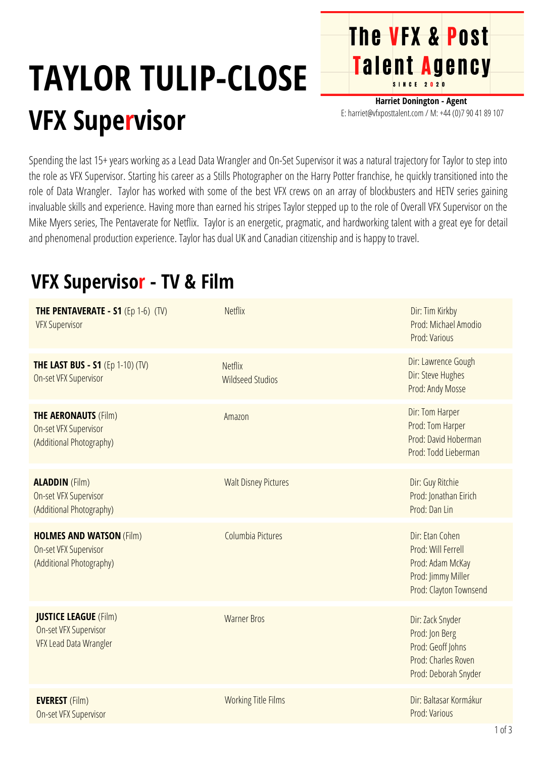# TAYLOR TULIP-CLOSE

## VFX Supervisor

**The VFX & Post Talent Agency**
SINCE 2020

**Harriet Donington - Agent**
E: harriet@vfxposttalent.com / M: +44 (0)7 90 41 89 107

Spending the last 15+ years working as a Lead Data Wrangler and On-Set Supervisor it was a natural trajectory for Taylor to step into the role as VFX Supervisor. Starting his career as a Stills Photographer on the Harry Potter franchise, he quickly transitioned into the role of Data Wrangler. Taylor has worked with some of the best VFX crews on an array of blockbusters and HETV series gaining invaluable skills and experience. Having more than earned his stripes Taylor stepped up to the role of Overall VFX Supervisor on the Mike Myers series, The Pentaverate for Netflix. Taylor is an energetic, pragmatic, and hardworking talent with a great eye for detail and phenomenal production experience. Taylor has dual UK and Canadian citizenship and is happy to travel.

## VFX Supervisor - TV & Film

| Project | Company | Credits |
|---|---|---|
| **THE PENTAVERATE - S1** (Ep 1-6) (TV)<br>VFX Supervisor | Netflix | Dir: Tim Kirkby<br>Prod: Michael Amodio<br>Prod: Various |
| **THE LAST BUS - S1** (Ep 1-10) (TV)<br>On-set VFX Supervisor | Netflix<br>Wildseed Studios | Dir: Lawrence Gough<br>Dir: Steve Hughes<br>Prod: Andy Mosse |
| **THE AERONAUTS** (Film)<br>On-set VFX Supervisor<br>(Additional Photography) | Amazon | Dir: Tom Harper<br>Prod: Tom Harper<br>Prod: David Hoberman<br>Prod: Todd Lieberman |
| **ALADDIN** (Film)<br>On-set VFX Supervisor<br>(Additional Photography) | Walt Disney Pictures | Dir: Guy Ritchie<br>Prod: Jonathan Eirich<br>Prod: Dan Lin |
| **HOLMES AND WATSON** (Film)<br>On-set VFX Supervisor<br>(Additional Photography) | Columbia Pictures | Dir: Etan Cohen<br>Prod: Will Ferrell<br>Prod: Adam McKay<br>Prod: Jimmy Miller<br>Prod: Clayton Townsend |
| **JUSTICE LEAGUE** (Film)<br>On-set VFX Supervisor<br>VFX Lead Data Wrangler | Warner Bros | Dir: Zack Snyder<br>Prod: Jon Berg<br>Prod: Geoff Johns<br>Prod: Charles Roven<br>Prod: Deborah Snyder |
| **EVEREST** (Film)<br>On-set VFX Supervisor | Working Title Films | Dir: Baltasar Kormákur<br>Prod: Various |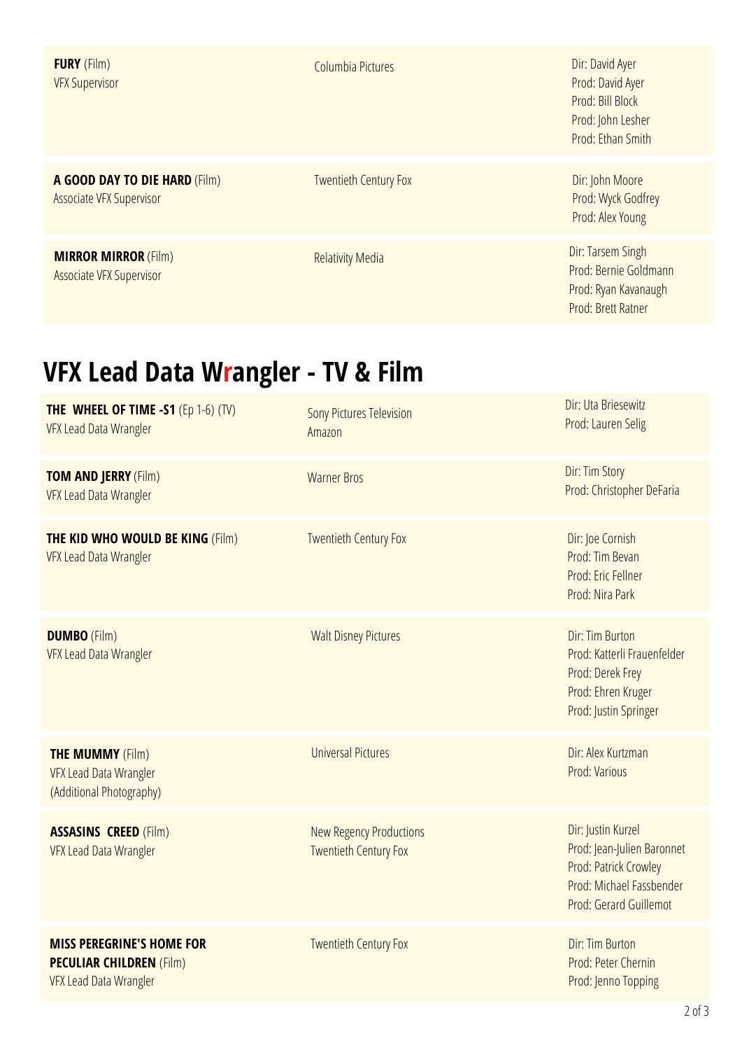| | | |
|---|---|---|
| **FURY** (Film)<br>VFX Supervisor | Columbia Pictures | Dir: David Ayer<br>Prod: David Ayer<br>Prod: Bill Block<br>Prod: John Lesher<br>Prod: Ethan Smith |
| **A GOOD DAY TO DIE HARD** (Film)<br>Associate VFX Supervisor | Twentieth Century Fox | Dir: John Moore<br>Prod: Wyck Godfrey<br>Prod: Alex Young |
| **MIRROR MIRROR** (Film)<br>Associate VFX Supervisor | Relativity Media | Dir: Tarsem Singh<br>Prod: Bernie Goldmann<br>Prod: Ryan Kavanaugh<br>Prod: Brett Ratner |

# VFX Lead Data Wrangler - TV & Film

| | | |
|---|---|---|
| **THE WHEEL OF TIME -S1** (Ep 1-6) (TV)<br>VFX Lead Data Wrangler | Sony Pictures Television<br>Amazon | Dir: Uta Briesewitz<br>Prod: Lauren Selig |
| **TOM AND JERRY** (Film)<br>VFX Lead Data Wrangler | Warner Bros | Dir: Tim Story<br>Prod: Christopher DeFaria |
| **THE KID WHO WOULD BE KING** (Film)<br>VFX Lead Data Wrangler | Twentieth Century Fox | Dir: Joe Cornish<br>Prod: Tim Bevan<br>Prod: Eric Fellner<br>Prod: Nira Park |
| **DUMBO** (Film)<br>VFX Lead Data Wrangler | Walt Disney Pictures | Dir: Tim Burton<br>Prod: Katterli Frauenfelder<br>Prod: Derek Frey<br>Prod: Ehren Kruger<br>Prod: Justin Springer |
| **THE MUMMY** (Film)<br>VFX Lead Data Wrangler<br>(Additional Photography) | Universal Pictures | Dir: Alex Kurtzman<br>Prod: Various |
| **ASSASINS CREED** (Film)<br>VFX Lead Data Wrangler | New Regency Productions<br>Twentieth Century Fox | Dir: Justin Kurzel<br>Prod: Jean-Julien Baronnet<br>Prod: Patrick Crowley<br>Prod: Michael Fassbender<br>Prod: Gerard Guillemot |
| **MISS PEREGRINE'S HOME FOR PECULIAR CHILDREN** (Film)<br>VFX Lead Data Wrangler | Twentieth Century Fox | Dir: Tim Burton<br>Prod: Peter Chernin<br>Prod: Jenno Topping |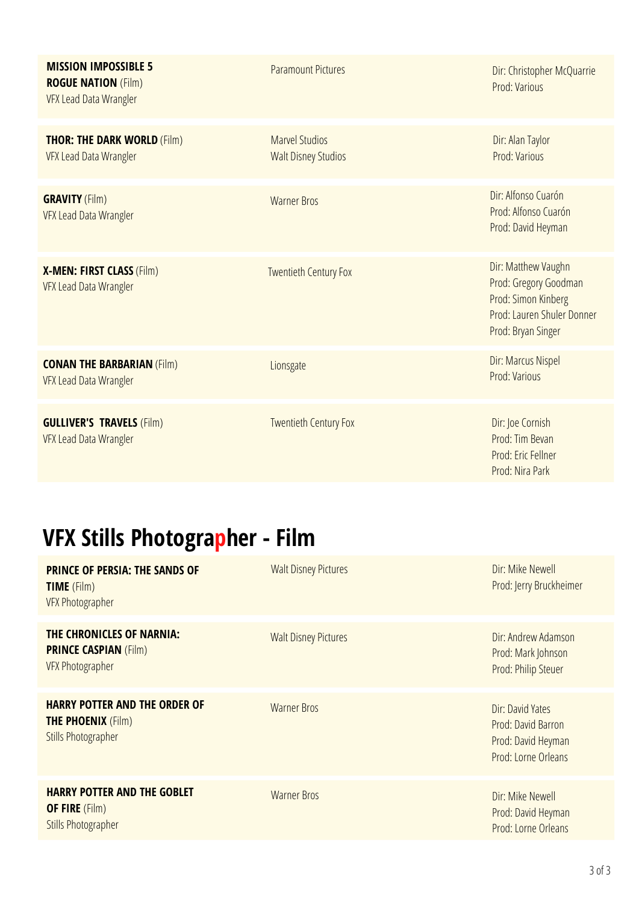| | | |
|---|---|---|
| **MISSION IMPOSSIBLE 5 ROGUE NATION** (Film)<br>VFX Lead Data Wrangler | Paramount Pictures | Dir: Christopher McQuarrie<br>Prod: Various |
| **THOR: THE DARK WORLD** (Film)<br>VFX Lead Data Wrangler | Marvel Studios<br>Walt Disney Studios | Dir: Alan Taylor<br>Prod: Various |
| **GRAVITY** (Film)<br>VFX Lead Data Wrangler | Warner Bros | Dir: Alfonso Cuarón<br>Prod: Alfonso Cuarón<br>Prod: David Heyman |
| **X-MEN: FIRST CLASS** (Film)<br>VFX Lead Data Wrangler | Twentieth Century Fox | Dir: Matthew Vaughn<br>Prod: Gregory Goodman<br>Prod: Simon Kinberg<br>Prod: Lauren Shuler Donner<br>Prod: Bryan Singer |
| **CONAN THE BARBARIAN** (Film)<br>VFX Lead Data Wrangler | Lionsgate | Dir: Marcus Nispel<br>Prod: Various |
| **GULLIVER'S TRAVELS** (Film)<br>VFX Lead Data Wrangler | Twentieth Century Fox | Dir: Joe Cornish<br>Prod: Tim Bevan<br>Prod: Eric Fellner<br>Prod: Nira Park |

## VFX Stills Photographer - Film

| | | |
|---|---|---|
| **PRINCE OF PERSIA: THE SANDS OF TIME** (Film)<br>VFX Photographer | Walt Disney Pictures | Dir: Mike Newell<br>Prod: Jerry Bruckheimer |
| **THE CHRONICLES OF NARNIA: PRINCE CASPIAN** (Film)<br>VFX Photographer | Walt Disney Pictures | Dir: Andrew Adamson<br>Prod: Mark Johnson<br>Prod: Philip Steuer |
| **HARRY POTTER AND THE ORDER OF THE PHOENIX** (Film)<br>Stills Photographer | Warner Bros | Dir: David Yates<br>Prod: David Barron<br>Prod: David Heyman<br>Prod: Lorne Orleans |
| **HARRY POTTER AND THE GOBLET OF FIRE** (Film)<br>Stills Photographer | Warner Bros | Dir: Mike Newell<br>Prod: David Heyman<br>Prod: Lorne Orleans |